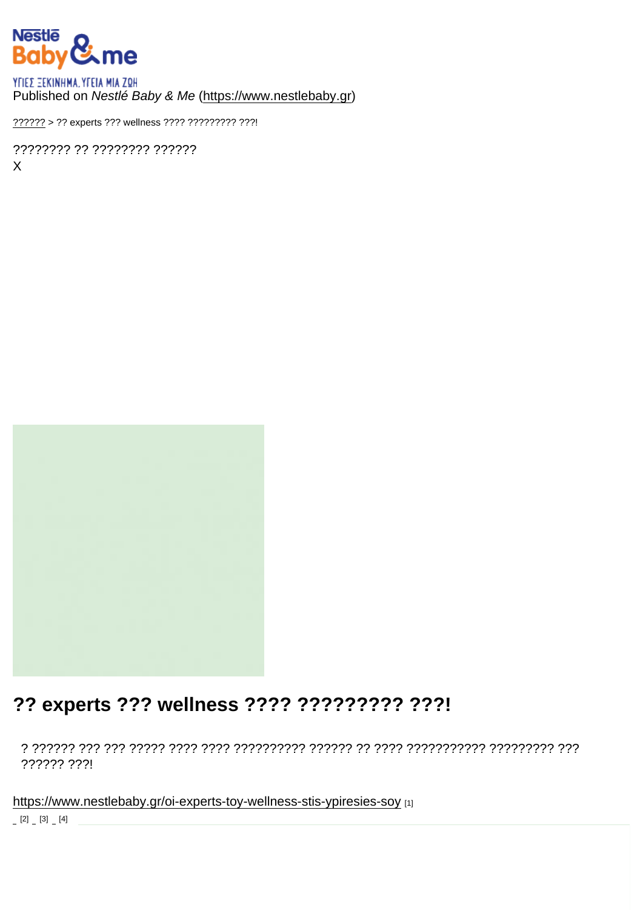ΥΓΙΕΣ ΞΕΚΙΝΗΜΑ. ΥΓΕΙΑ ΜΙΑ ΖΩΗ

Published on *Nestlé Baby & Me* (https://www.nestlebaby.gr)

?????? > ?? experts ??? wellness ???? ????????? ???!

???????? ?? ???????? ??????

X

# ?? experts ??? wellness ???? ????????? ???!

? ?????? ??? ??? ????? ???? ???? ?????????? ?????? ?? ???? ??????????? ????????? ??? ?????? ???!

https://www.nestlebaby.gr/oi-experts-toy-wellness-stis-ypiresies-soy [1]

[2] [3] [4]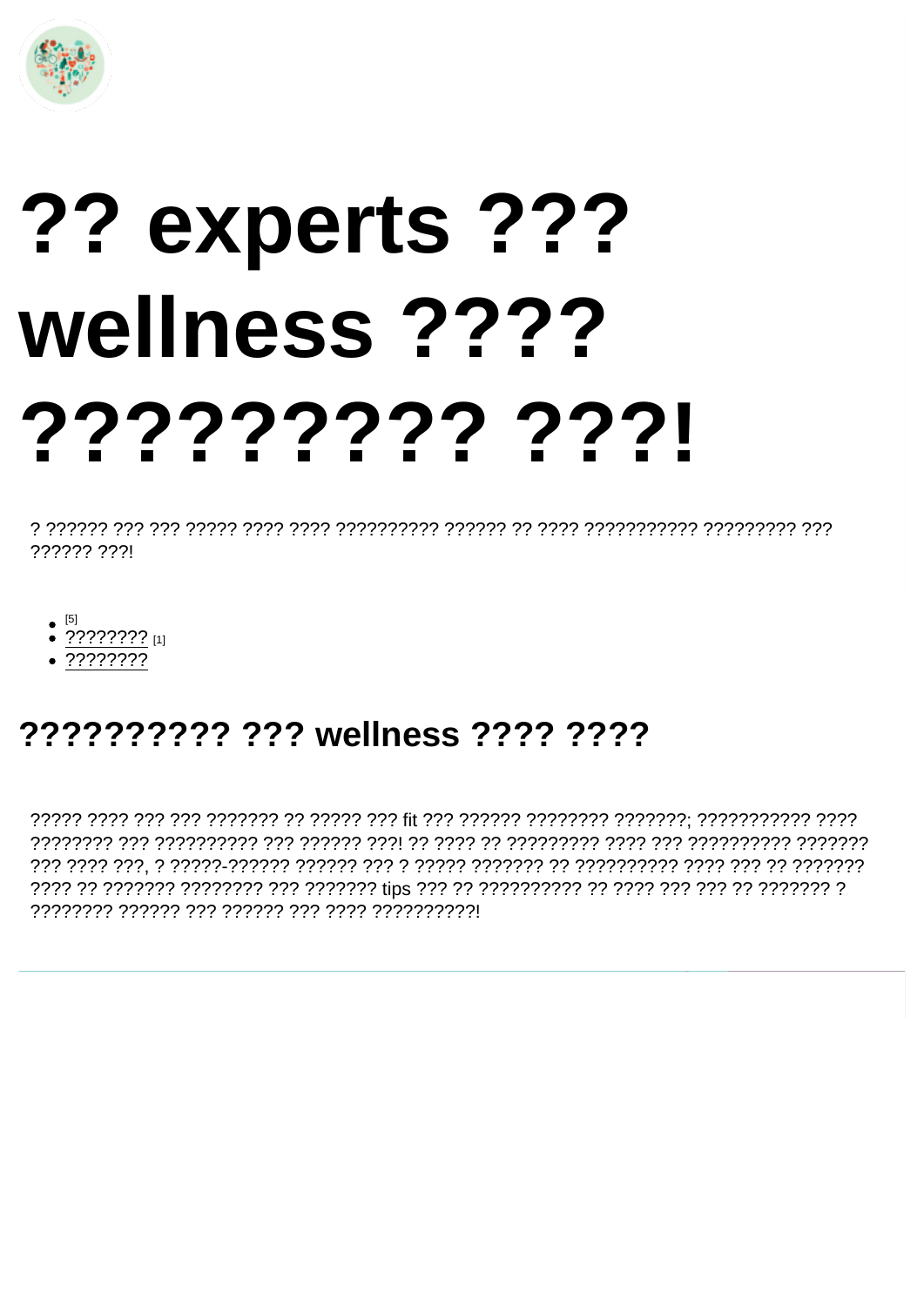# ?? experts ??? wellness ???? ?????????? ???!

? ?????? ??? ??? ????? ???? ???? ?????????? ?????? ?? ???? ??????????? ????????? ??? ?????? ???!

- [5]
- ???????? [1]
- ????????

## ?????????? ??? wellness ???? ????

????? ???? ??? ??? ??????? ?? ????? ??? fit ??? ?????? ???????? ???????; ??????????? ???? ???????? ??? ?????????? ??? ?????? ???! ?? ???? ?? ????????? ???? ??? ?????????? ??????? ??? ???? ???, ? ?????-?????? ?????? ??? ? ????? ??????? ?? ?????????? ???? ??? ?? ??????? ???? ?? ??????? ???????? ??? ??????? tips ??? ?? ?????????? ?? ???? ??? ??? ?? ??????? ? ???????? ?????? ??? ?????? ??? ???? ??????????!

---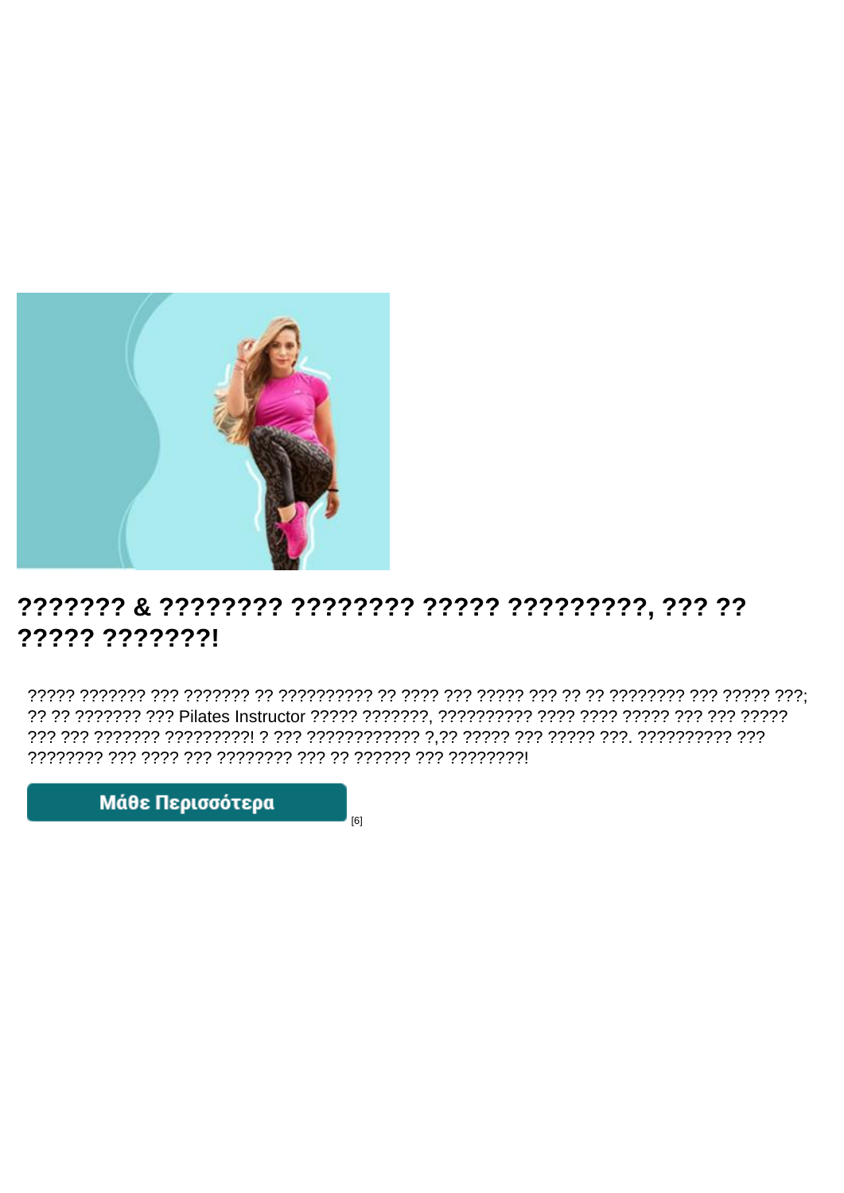## ??????? & ???????? ???????? ????? ?????????, ??? ?? ????? ???????!

????? ??????? ??? ??????? ?? ?????????? ?? ???? ??? ????? ??? ?? ?? ???????? ??? ????? ???; ?? ?? ??????? ??? Pilates Instructor ????? ???????, ?????????? ???? ???? ????? ??? ??? ????? ??? ??? ??????? ?????????! ? ??? ???????????? ?,?? ????? ??? ????? ???. ?????????? ??? ???????? ??? ???? ??? ???????? ??? ?? ?????? ??? ????????!

**Μάθε Περισσότερα** [6]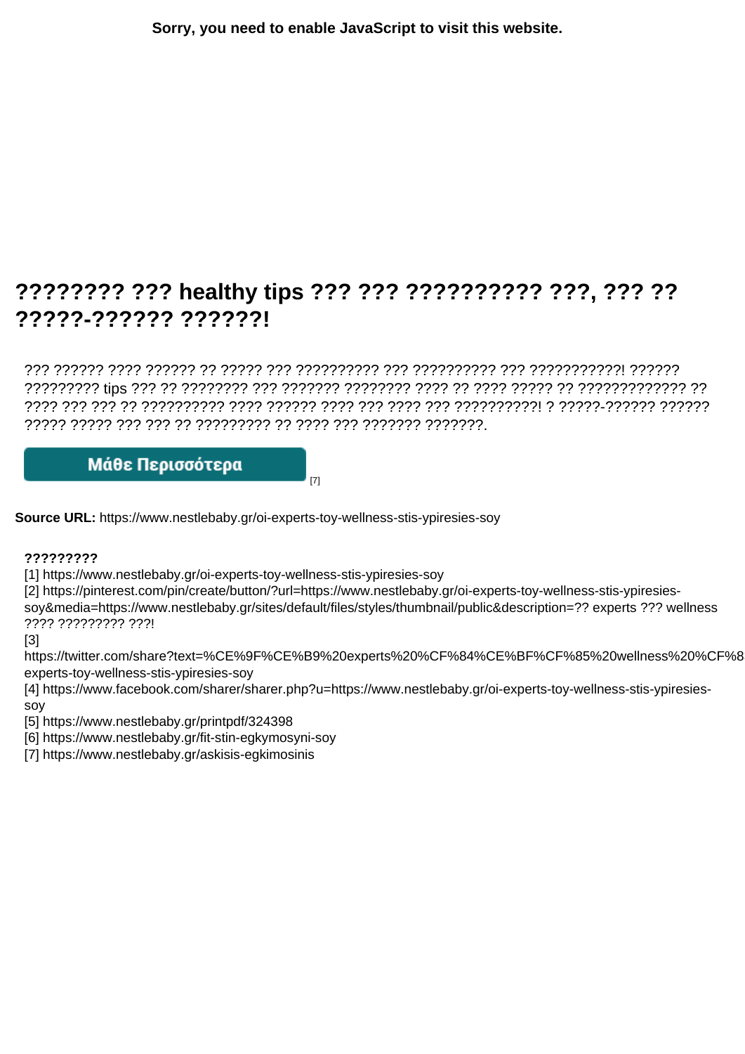Sorry, you need to enable JavaScript to visit this website.

# ???????? ??? healthy tips ??? ??? ?????????? ???, ??? ?? ?????-?????? ??????!

??? ?????? ???? ?????? ?? ????? ??? ?????????? ??? ?????????? ??? ???????????! ?????? ????????? tips ??? ?? ???????? ??? ??????? ???????? ???? ?? ???? ????? ?? ????????????? ?? ???? ??? ??? ?? ?????????? ???? ?????? ???? ??? ???? ??? ??????????! ? ?????-?????? ?????? ????? ????? ??? ??? ?? ????????? ?? ???? ??? ??????? ???????.

Μάθε Περισσότερα [7]

**Source URL:** https://www.nestlebaby.gr/oi-experts-toy-wellness-stis-ypiresies-soy

**?????????**

[1] https://www.nestlebaby.gr/oi-experts-toy-wellness-stis-ypiresies-soy
[2] https://pinterest.com/pin/create/button/?url=https://www.nestlebaby.gr/oi-experts-toy-wellness-stis-ypiresies-soy&media=https://www.nestlebaby.gr/sites/default/files/styles/thumbnail/public&description=?? experts ??? wellness ???? ????????? ???!
[3] https://twitter.com/share?text=%CE%9F%CE%B9%20experts%20%CF%84%CE%BF%CF%85%20wellness%20%CF%8 experts-toy-wellness-stis-ypiresies-soy
[4] https://www.facebook.com/sharer/sharer.php?u=https://www.nestlebaby.gr/oi-experts-toy-wellness-stis-ypiresies-soy
[5] https://www.nestlebaby.gr/printpdf/324398
[6] https://www.nestlebaby.gr/fit-stin-egkymosyni-soy
[7] https://www.nestlebaby.gr/askisis-egkimosinis